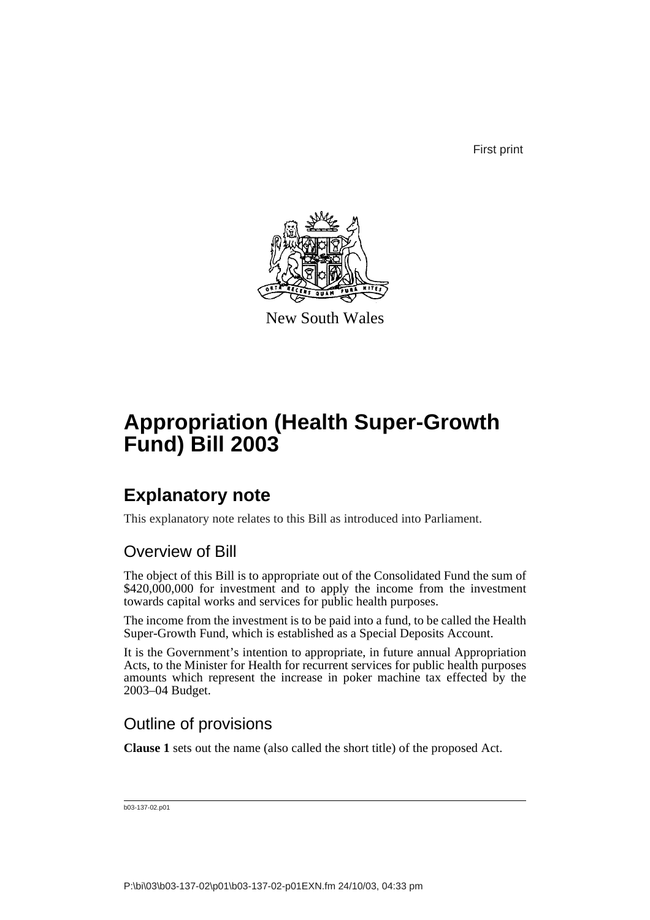First print

New South Wales

# Appropriation (Health Super-Growth Fund) Bill 2003

## Explanatory note

This explanatory note relates to this Bill as introduced into Parliament.

### Overview of Bill

The object of this Bill is to appropriate out of the Consolidated Fund the sum of $420,000,000 for investment and to apply the income from the investment towards capital works and services for public health purposes.

The income from the investment is to be paid into a fund, to be called the Health Super-Growth Fund, which is established as a Special Deposits Account.

It is the Government's intention to appropriate, in future annual Appropriation Acts, to the Minister for Health for recurrent services for public health purposes amounts which represent the increase in poker machine tax effected by the 2003–04 Budget.

### Outline of provisions

**Clause 1** sets out the name (also called the short title) of the proposed Act.

b03-137-02.p01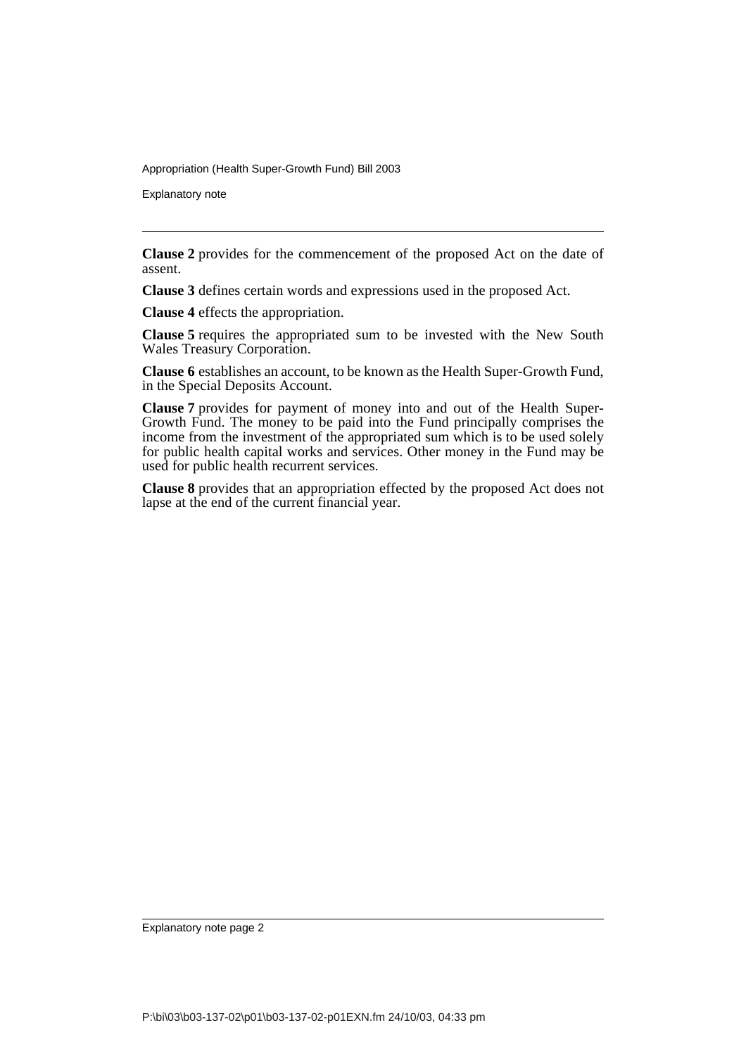**Clause 2** provides for the commencement of the proposed Act on the date of assent.

**Clause 3** defines certain words and expressions used in the proposed Act.

**Clause 4** effects the appropriation.

**Clause 5** requires the appropriated sum to be invested with the New South Wales Treasury Corporation.

**Clause 6** establishes an account, to be known as the Health Super-Growth Fund, in the Special Deposits Account.

**Clause 7** provides for payment of money into and out of the Health Super-Growth Fund. The money to be paid into the Fund principally comprises the income from the investment of the appropriated sum which is to be used solely for public health capital works and services. Other money in the Fund may be used for public health recurrent services.

**Clause 8** provides that an appropriation effected by the proposed Act does not lapse at the end of the current financial year.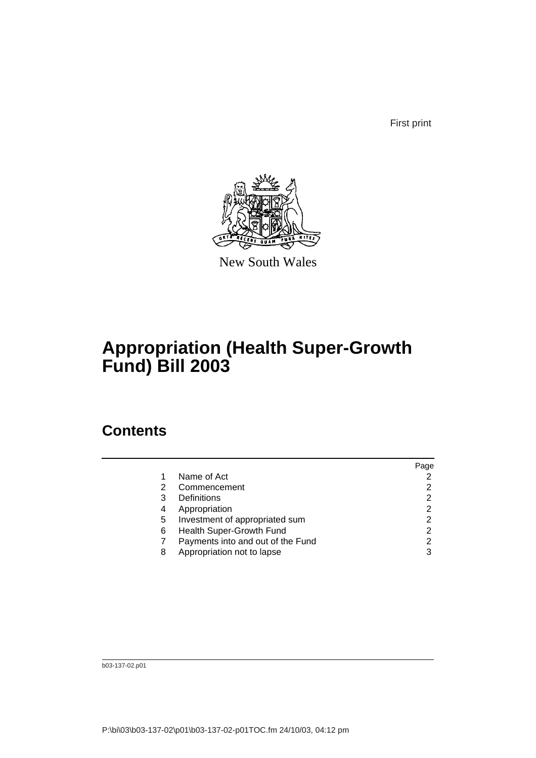First print

New South Wales

# Appropriation (Health Super-Growth Fund) Bill 2003

## Contents

| | | Page |
|---|---|---|
| 1 | Name of Act | 2 |
| 2 | Commencement | 2 |
| 3 | Definitions | 2 |
| 4 | Appropriation | 2 |
| 5 | Investment of appropriated sum | 2 |
| 6 | Health Super-Growth Fund | 2 |
| 7 | Payments into and out of the Fund | 2 |
| 8 | Appropriation not to lapse | 3 |

b03-137-02.p01

P:\bi\03\b03-137-02\p01\b03-137-02-p01TOC.fm 24/10/03, 04:12 pm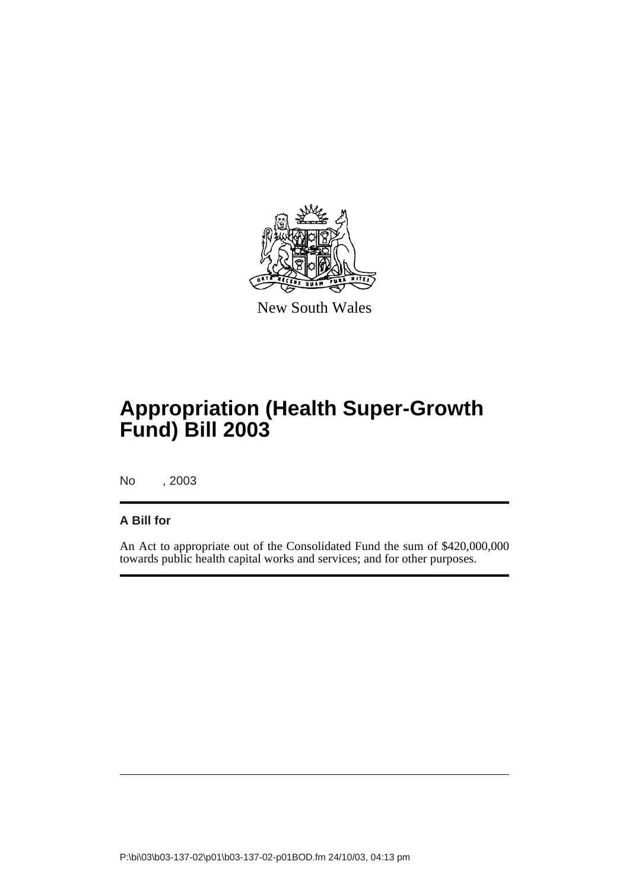New South Wales

# Appropriation (Health Super-Growth Fund) Bill 2003

No , 2003

**A Bill for**

An Act to appropriate out of the Consolidated Fund the sum of $420,000,000 towards public health capital works and services; and for other purposes.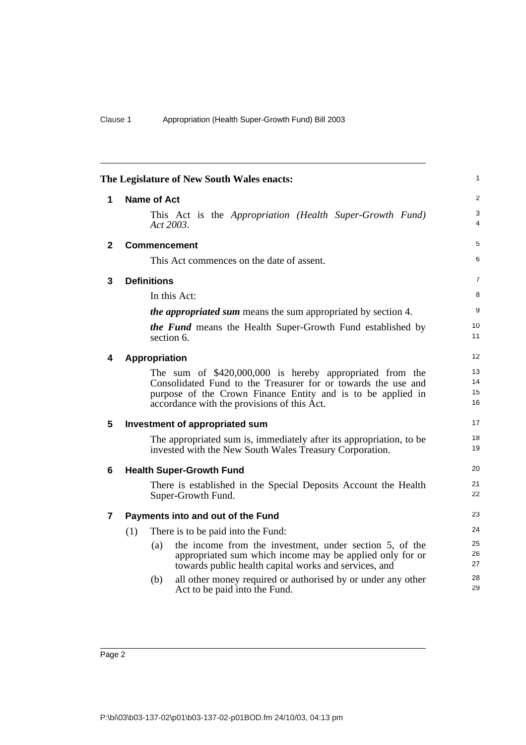The Legislature of New South Wales enacts:

## 1 Name of Act

This Act is the *Appropriation (Health Super-Growth Fund) Act 2003*.

## 2 Commencement

This Act commences on the date of assent.

## 3 Definitions

In this Act:

***the appropriated sum*** means the sum appropriated by section 4.

***the Fund*** means the Health Super-Growth Fund established by section 6.

## 4 Appropriation

The sum of $420,000,000 is hereby appropriated from the Consolidated Fund to the Treasurer for or towards the use and purpose of the Crown Finance Entity and is to be applied in accordance with the provisions of this Act.

## 5 Investment of appropriated sum

The appropriated sum is, immediately after its appropriation, to be invested with the New South Wales Treasury Corporation.

## 6 Health Super-Growth Fund

There is established in the Special Deposits Account the Health Super-Growth Fund.

## 7 Payments into and out of the Fund

(1) There is to be paid into the Fund:

(a) the income from the investment, under section 5, of the appropriated sum which income may be applied only for or towards public health capital works and services, and

(b) all other money required or authorised by or under any other Act to be paid into the Fund.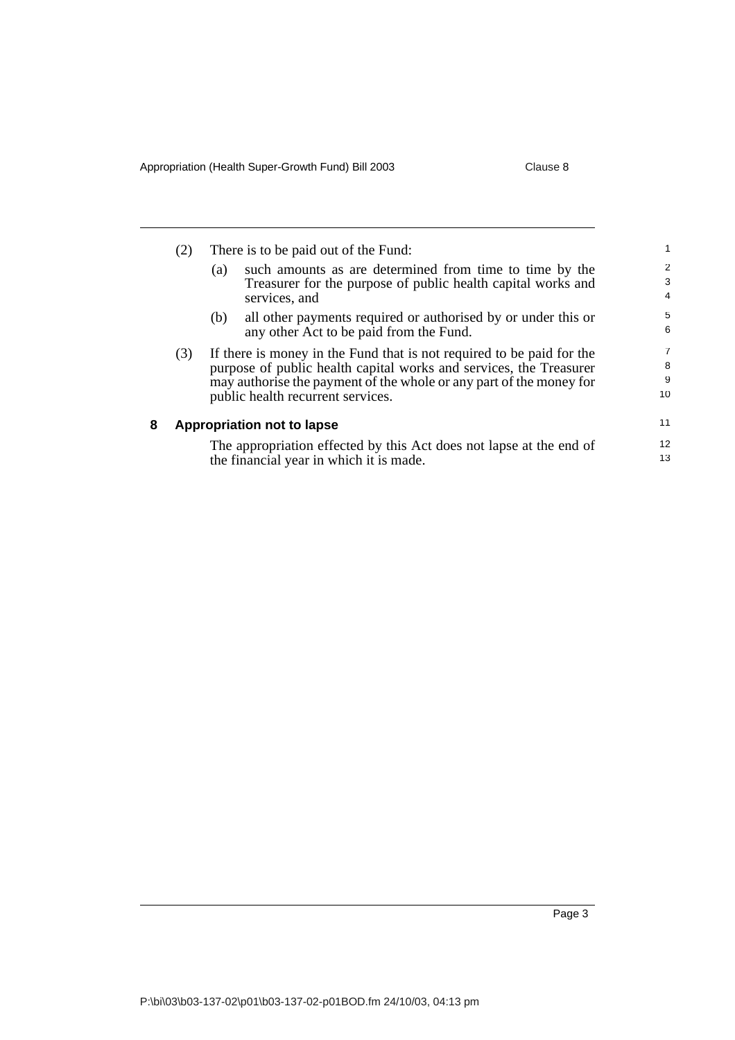(2) There is to be paid out of the Fund:

(a) such amounts as are determined from time to time by the Treasurer for the purpose of public health capital works and services, and

(b) all other payments required or authorised by or under this or any other Act to be paid from the Fund.

(3) If there is money in the Fund that is not required to be paid for the purpose of public health capital works and services, the Treasurer may authorise the payment of the whole or any part of the money for public health recurrent services.

## 8 Appropriation not to lapse

The appropriation effected by this Act does not lapse at the end of the financial year in which it is made.